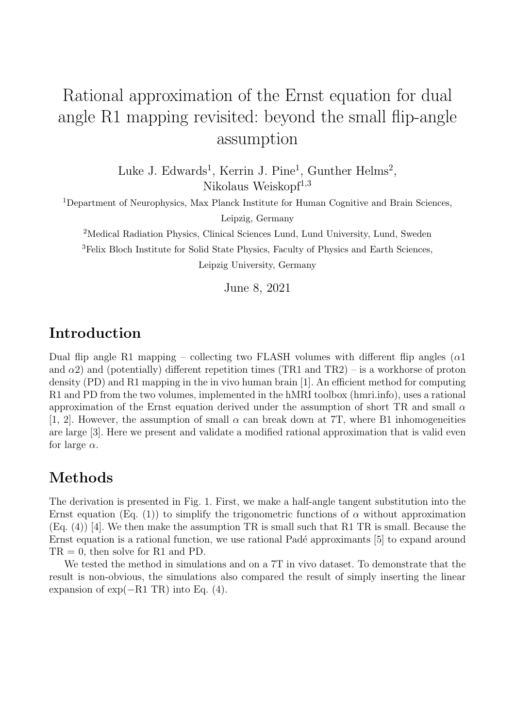# Rational approximation of the Ernst equation for dual angle R1 mapping revisited: beyond the small flip-angle assumption

Luke J. Edwards[1], Kerrin J. Pine[1], Gunther Helms[2], Nikolaus Weiskopf[1,3]

[1]Department of Neurophysics, Max Planck Institute for Human Cognitive and Brain Sciences, Leipzig, Germany

[2]Medical Radiation Physics, Clinical Sciences Lund, Lund University, Lund, Sweden

[3]Felix Bloch Institute for Solid State Physics, Faculty of Physics and Earth Sciences, Leipzig University, Germany

June 8, 2021

## Introduction

Dual flip angle R1 mapping – collecting two FLASH volumes with different flip angles ($\alpha 1$ and $\alpha 2$) and (potentially) different repetition times (TR1 and TR2) – is a workhorse of proton density (PD) and R1 mapping in the in vivo human brain [1]. An efficient method for computing R1 and PD from the two volumes, implemented in the hMRI toolbox (hmri.info), uses a rational approximation of the Ernst equation derived under the assumption of short TR and small $\alpha$ [1, 2]. However, the assumption of small $\alpha$ can break down at 7T, where B1 inhomogeneities are large [3]. Here we present and validate a modified rational approximation that is valid even for large $\alpha$.

## Methods

The derivation is presented in Fig. 1. First, we make a half-angle tangent substitution into the Ernst equation (Eq. (1)) to simplify the trigonometric functions of $\alpha$ without approximation (Eq. (4)) [4]. We then make the assumption TR is small such that R1 TR is small. Because the Ernst equation is a rational function, we use rational Padé approximants [5] to expand around $\mathrm{TR} = 0$, then solve for R1 and PD.

We tested the method in simulations and on a 7T in vivo dataset. To demonstrate that the result is non-obvious, the simulations also compared the result of simply inserting the linear expansion of $\exp(-\mathrm{R1}\ \mathrm{TR})$ into Eq. (4).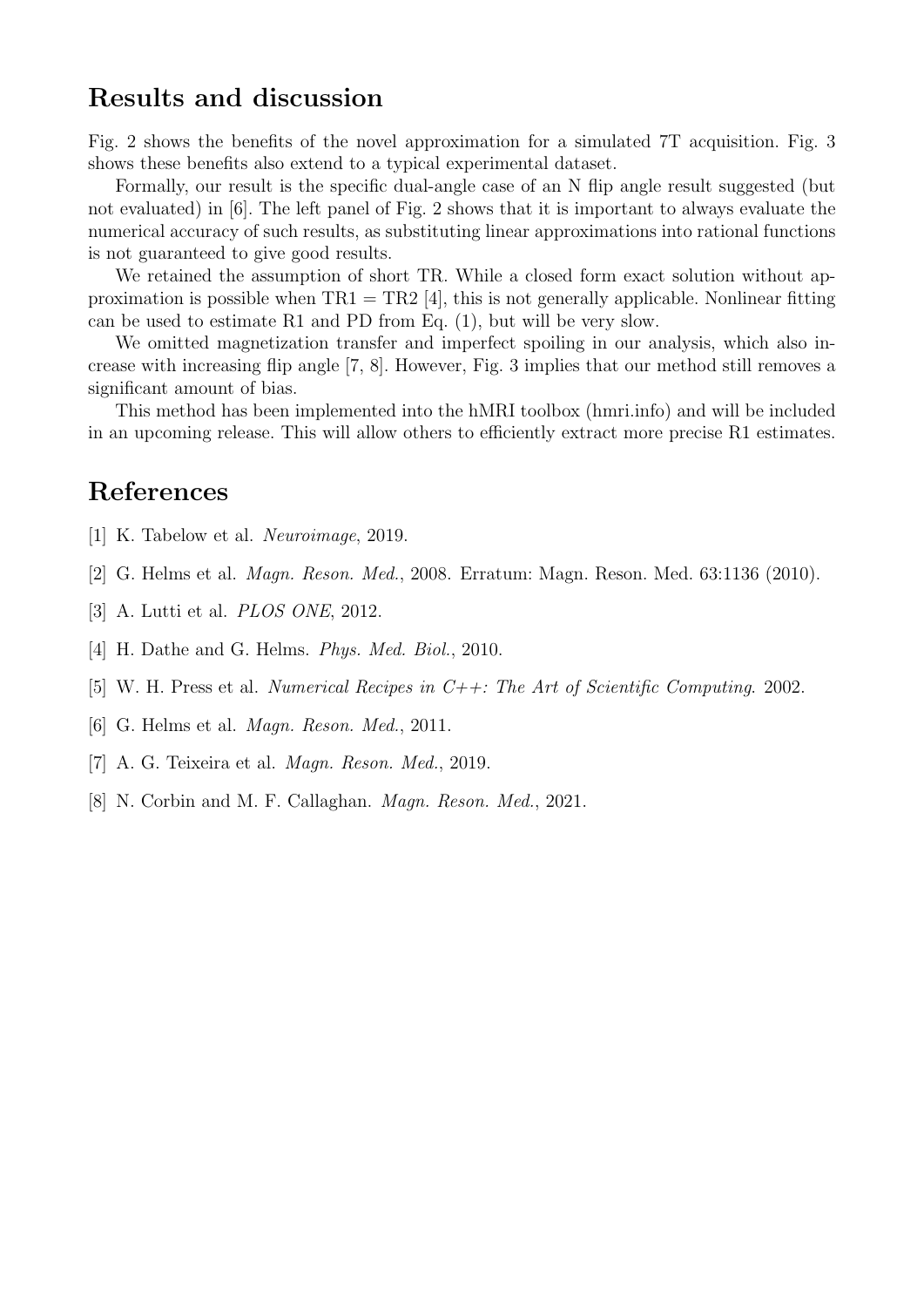## Results and discussion

Fig. 2 shows the benefits of the novel approximation for a simulated 7T acquisition. Fig. 3 shows these benefits also extend to a typical experimental dataset.

Formally, our result is the specific dual-angle case of an N flip angle result suggested (but not evaluated) in [6]. The left panel of Fig. 2 shows that it is important to always evaluate the numerical accuracy of such results, as substituting linear approximations into rational functions is not guaranteed to give good results.

We retained the assumption of short TR. While a closed form exact solution without approximation is possible when TR1 = TR2 [4], this is not generally applicable. Nonlinear fitting can be used to estimate R1 and PD from Eq. (1), but will be very slow.

We omitted magnetization transfer and imperfect spoiling in our analysis, which also increase with increasing flip angle [7, 8]. However, Fig. 3 implies that our method still removes a significant amount of bias.

This method has been implemented into the hMRI toolbox (hmri.info) and will be included in an upcoming release. This will allow others to efficiently extract more precise R1 estimates.

## References

[1] K. Tabelow et al. *Neuroimage*, 2019.

[2] G. Helms et al. *Magn. Reson. Med.*, 2008. Erratum: Magn. Reson. Med. 63:1136 (2010).

[3] A. Lutti et al. *PLOS ONE*, 2012.

[4] H. Dathe and G. Helms. *Phys. Med. Biol.*, 2010.

[5] W. H. Press et al. *Numerical Recipes in C++: The Art of Scientific Computing*. 2002.

[6] G. Helms et al. *Magn. Reson. Med.*, 2011.

[7] A. G. Teixeira et al. *Magn. Reson. Med.*, 2019.

[8] N. Corbin and M. F. Callaghan. *Magn. Reson. Med.*, 2021.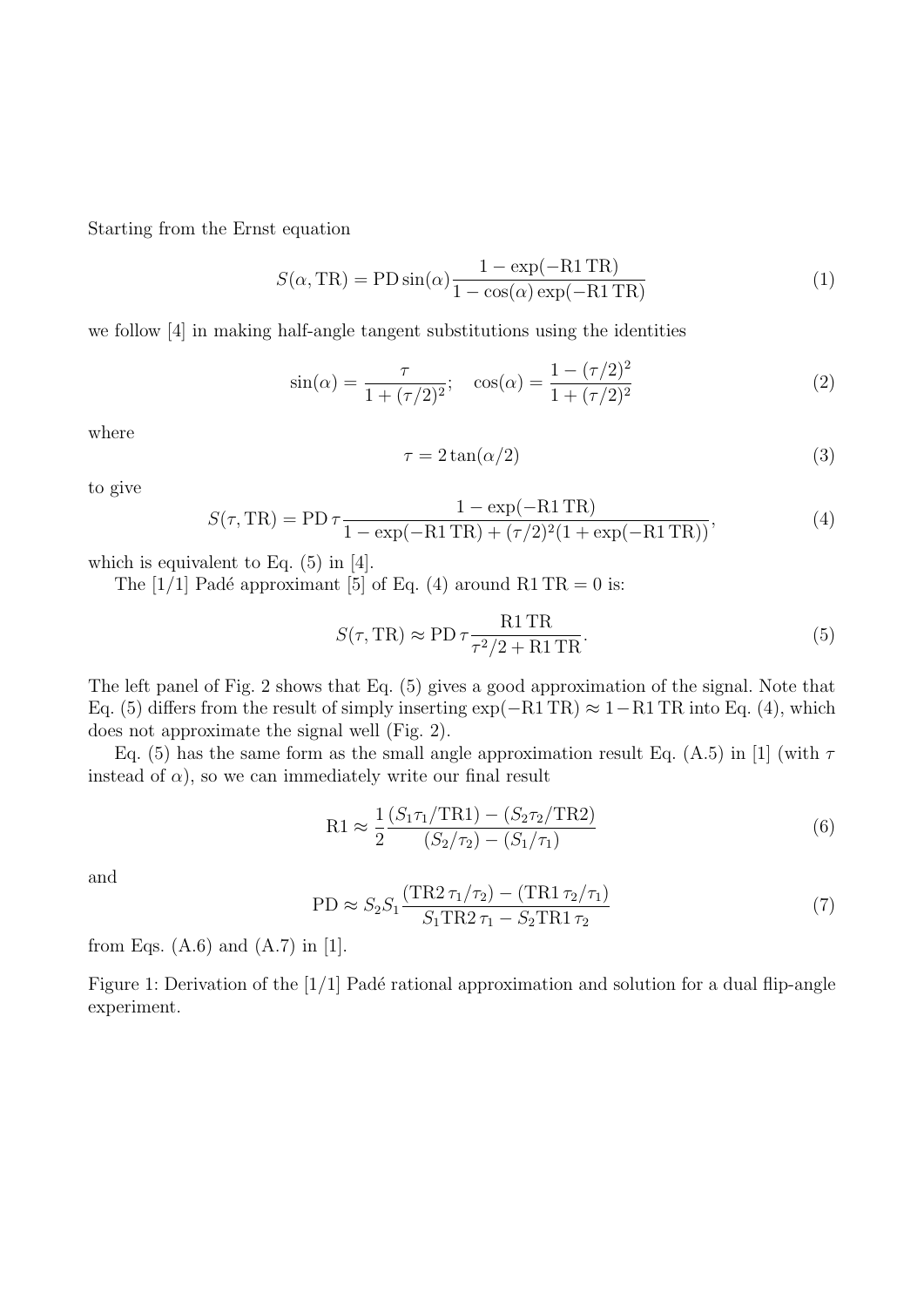Starting from the Ernst equation

$$S(\alpha, \mathrm{TR}) = \mathrm{PD}\sin(\alpha)\frac{1-\exp(-\mathrm{R1}\,\mathrm{TR})}{1-\cos(\alpha)\exp(-\mathrm{R1}\,\mathrm{TR})} \tag{1}$$

we follow [4] in making half-angle tangent substitutions using the identities

$$\sin(\alpha) = \frac{\tau}{1+(\tau/2)^2}; \quad \cos(\alpha) = \frac{1-(\tau/2)^2}{1+(\tau/2)^2} \tag{2}$$

where

$$\tau = 2\tan(\alpha/2) \tag{3}$$

to give

$$S(\tau, \mathrm{TR}) = \mathrm{PD}\,\tau\frac{1-\exp(-\mathrm{R1}\,\mathrm{TR})}{1-\exp(-\mathrm{R1}\,\mathrm{TR})+(\tau/2)^2(1+\exp(-\mathrm{R1}\,\mathrm{TR}))}, \tag{4}$$

which is equivalent to Eq. (5) in [4].

The [1/1] Padé approximant [5] of Eq. (4) around $\mathrm{R1}\,\mathrm{TR} = 0$ is:

$$S(\tau, \mathrm{TR}) \approx \mathrm{PD}\,\tau\frac{\mathrm{R1}\,\mathrm{TR}}{\tau^2/2+\mathrm{R1}\,\mathrm{TR}}. \tag{5}$$

The left panel of Fig. 2 shows that Eq. (5) gives a good approximation of the signal. Note that Eq. (5) differs from the result of simply inserting $\exp(-\mathrm{R1}\,\mathrm{TR}) \approx 1-\mathrm{R1}\,\mathrm{TR}$ into Eq. (4), which does not approximate the signal well (Fig. 2).

Eq. (5) has the same form as the small angle approximation result Eq. (A.5) in [1] (with $\tau$ instead of $\alpha$), so we can immediately write our final result

$$\mathrm{R1} \approx \frac{1}{2}\frac{(S_1\tau_1/\mathrm{TR1})-(S_2\tau_2/\mathrm{TR2})}{(S_2/\tau_2)-(S_1/\tau_1)} \tag{6}$$

and

$$\mathrm{PD} \approx S_2 S_1\frac{(\mathrm{TR2}\,\tau_1/\tau_2)-(\mathrm{TR1}\,\tau_2/\tau_1)}{S_1\mathrm{TR2}\,\tau_1 - S_2\mathrm{TR1}\,\tau_2} \tag{7}$$

from Eqs. (A.6) and (A.7) in [1].

Figure 1: Derivation of the [1/1] Padé rational approximation and solution for a dual flip-angle experiment.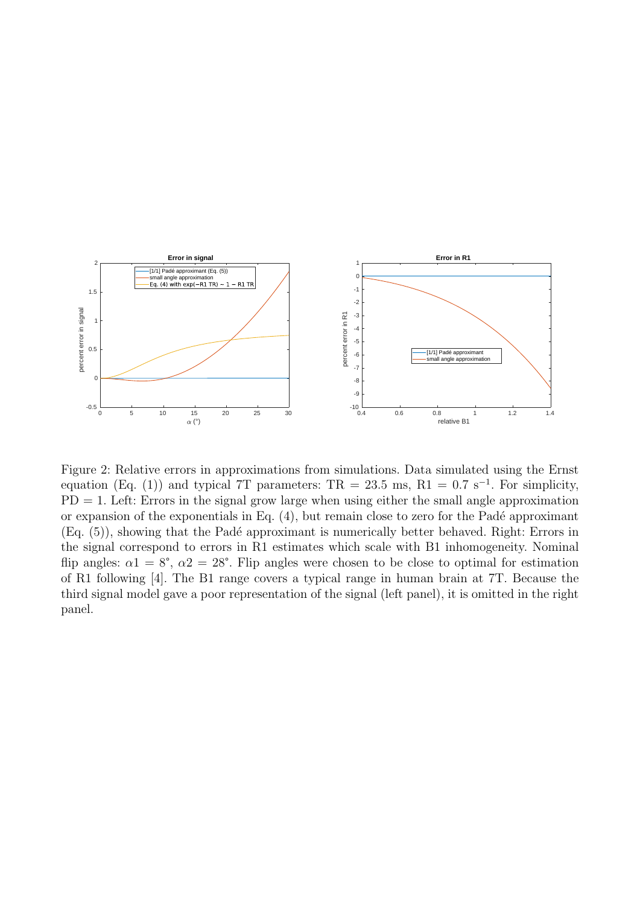Figure 2: Relative errors in approximations from simulations. Data simulated using the Ernst equation (Eq. (1)) and typical 7T parameters: TR = 23.5 ms, R1 = 0.7 $s^{-1}$. For simplicity, PD = 1. Left: Errors in the signal grow large when using either the small angle approximation or expansion of the exponentials in Eq. (4), but remain close to zero for the Padé approximant (Eq. (5)), showing that the Padé approximant is numerically better behaved. Right: Errors in the signal correspond to errors in R1 estimates which scale with B1 inhomogeneity. Nominal flip angles: $\alpha 1 = 8°$, $\alpha 2 = 28°$. Flip angles were chosen to be close to optimal for estimation of R1 following [4]. The B1 range covers a typical range in human brain at 7T. Because the third signal model gave a poor representation of the signal (left panel), it is omitted in the right panel.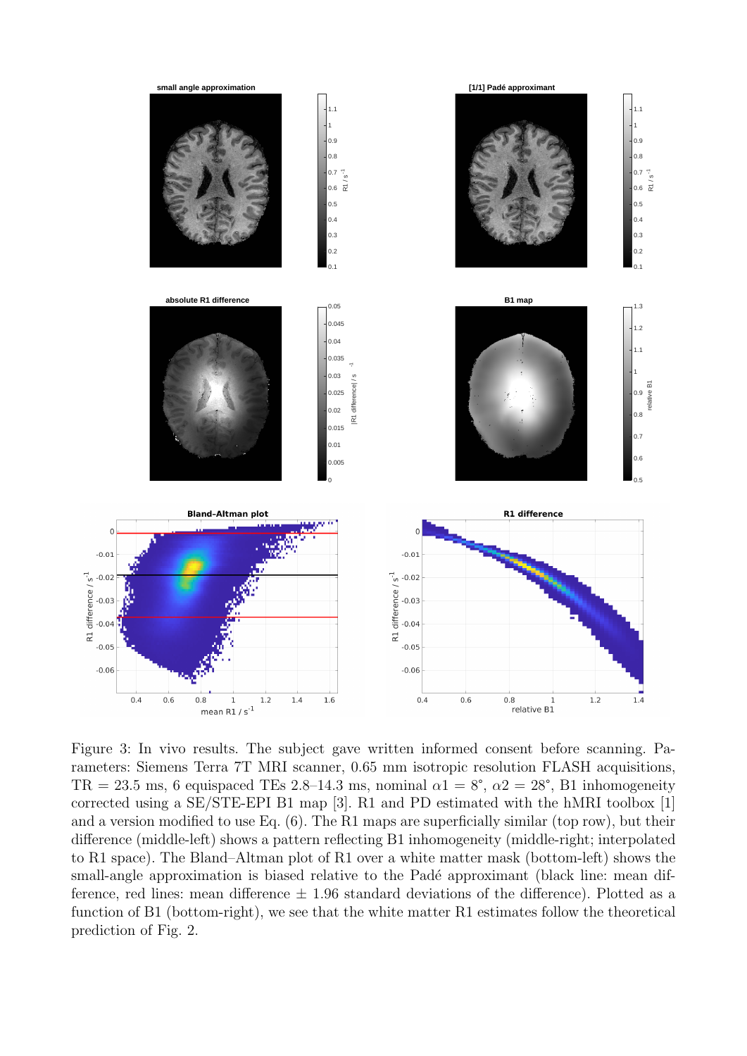small angle approximation

[1/1] Padé approximant

R1 / s$^{-1}$

absolute R1 difference

|R1 difference| / s$^{-1}$

B1 map

relative B1

Bland–Altman plot

R1 difference / s$^{-1}$

mean R1 / s$^{-1}$

R1 difference

R1 difference / s$^{-1}$

relative B1

Figure 3: In vivo results. The subject gave written informed consent before scanning. Parameters: Siemens Terra 7T MRI scanner, 0.65 mm isotropic resolution FLASH acquisitions, TR = 23.5 ms, 6 equispaced TEs 2.8–14.3 ms, nominal $\alpha 1 = 8°$, $\alpha 2 = 28°$, B1 inhomogeneity corrected using a SE/STE-EPI B1 map [3]. R1 and PD estimated with the hMRI toolbox [1] and a version modified to use Eq. (6). The R1 maps are superficially similar (top row), but their difference (middle-left) shows a pattern reflecting B1 inhomogeneity (middle-right; interpolated to R1 space). The Bland–Altman plot of R1 over a white matter mask (bottom-left) shows the small-angle approximation is biased relative to the Padé approximant (black line: mean difference, red lines: mean difference ± 1.96 standard deviations of the difference). Plotted as a function of B1 (bottom-right), we see that the white matter R1 estimates follow the theoretical prediction of Fig. 2.